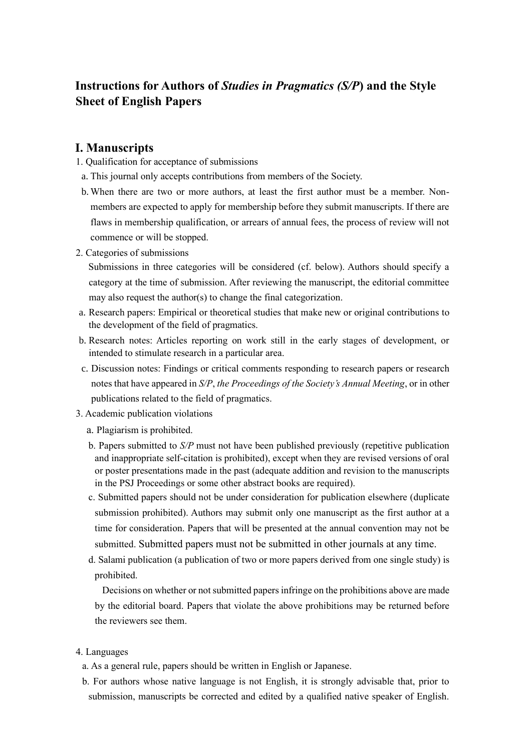# Instructions for Authors of *Studies in Pragmatics (S/P)* and the Style Sheet of English Papers

## I. Manuscripts

1. Qualification for acceptance of submissions
   a. This journal only accepts contributions from members of the Society.
   b. When there are two or more authors, at least the first author must be a member. Non-members are expected to apply for membership before they submit manuscripts. If there are flaws in membership qualification, or arrears of annual fees, the process of review will not commence or will be stopped.

2. Categories of submissions
   Submissions in three categories will be considered (cf. below). Authors should specify a category at the time of submission. After reviewing the manuscript, the editorial committee may also request the author(s) to change the final categorization.
   a. Research papers: Empirical or theoretical studies that make new or original contributions to the development of the field of pragmatics.
   b. Research notes: Articles reporting on work still in the early stages of development, or intended to stimulate research in a particular area.
   c. Discussion notes: Findings or critical comments responding to research papers or research notes that have appeared in *S/P*, *the Proceedings of the Society's Annual Meeting*, or in other publications related to the field of pragmatics.

3. Academic publication violations
   a. Plagiarism is prohibited.
   b. Papers submitted to *S/P* must not have been published previously (repetitive publication and inappropriate self-citation is prohibited), except when they are revised versions of oral or poster presentations made in the past (adequate addition and revision to the manuscripts in the PSJ Proceedings or some other abstract books are required).
   c. Submitted papers should not be under consideration for publication elsewhere (duplicate submission prohibited). Authors may submit only one manuscript as the first author at a time for consideration. Papers that will be presented at the annual convention may not be submitted. Submitted papers must not be submitted in other journals at any time.
   d. Salami publication (a publication of two or more papers derived from one single study) is prohibited.

   Decisions on whether or not submitted papers infringe on the prohibitions above are made by the editorial board. Papers that violate the above prohibitions may be returned before the reviewers see them.

4. Languages
   a. As a general rule, papers should be written in English or Japanese.
   b. For authors whose native language is not English, it is strongly advisable that, prior to submission, manuscripts be corrected and edited by a qualified native speaker of English.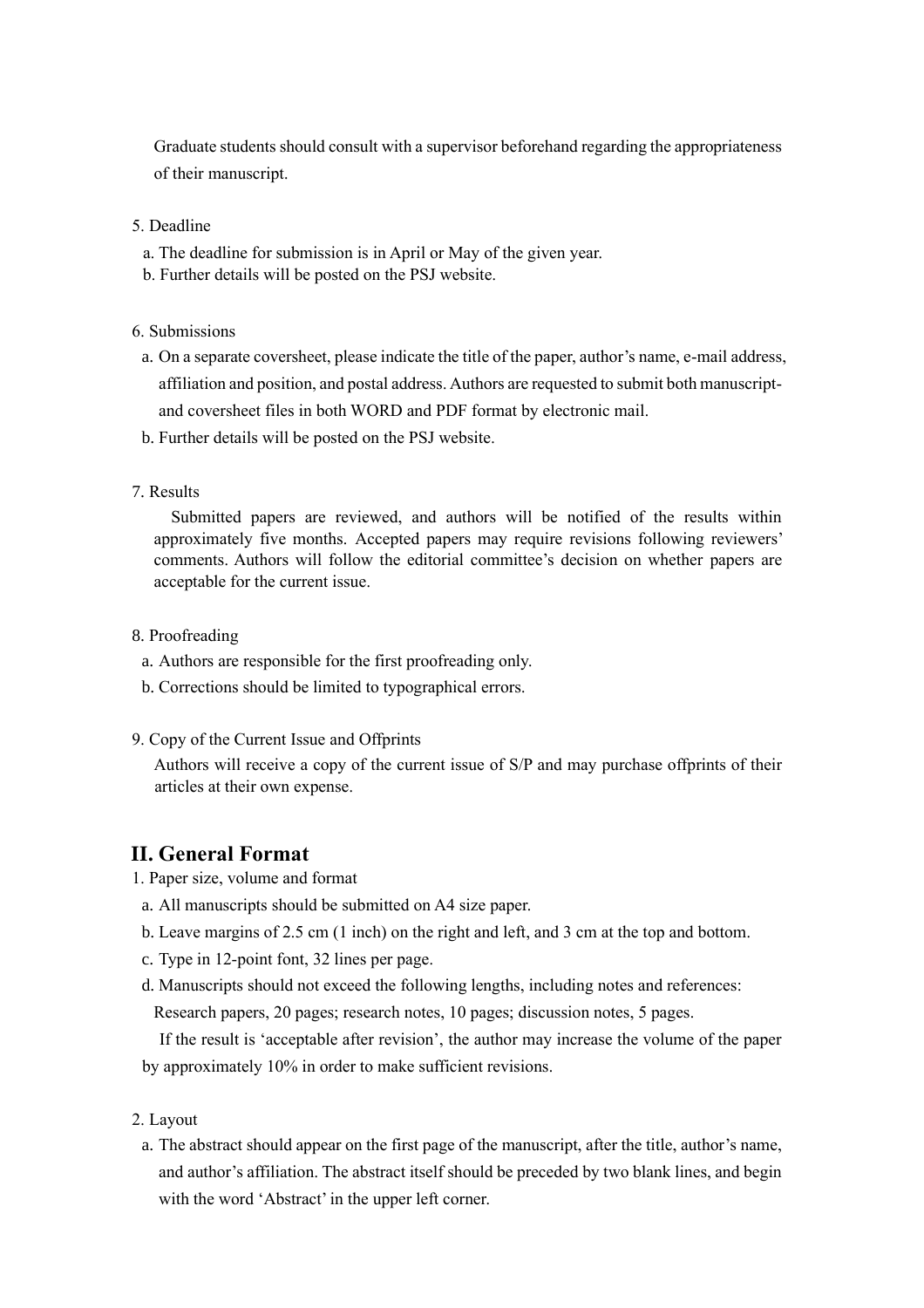Graduate students should consult with a supervisor beforehand regarding the appropriateness of their manuscript.

5. Deadline
   a. The deadline for submission is in April or May of the given year.
   b. Further details will be posted on the PSJ website.

6. Submissions
   a. On a separate coversheet, please indicate the title of the paper, author's name, e-mail address, affiliation and position, and postal address. Authors are requested to submit both manuscript- and coversheet files in both WORD and PDF format by electronic mail.
   b. Further details will be posted on the PSJ website.

7. Results

   Submitted papers are reviewed, and authors will be notified of the results within approximately five months. Accepted papers may require revisions following reviewers' comments. Authors will follow the editorial committee's decision on whether papers are acceptable for the current issue.

8. Proofreading
   a. Authors are responsible for the first proofreading only.
   b. Corrections should be limited to typographical errors.

9. Copy of the Current Issue and Offprints

   Authors will receive a copy of the current issue of S/P and may purchase offprints of their articles at their own expense.

## II. General Format

1. Paper size, volume and format
   a. All manuscripts should be submitted on A4 size paper.
   b. Leave margins of 2.5 cm (1 inch) on the right and left, and 3 cm at the top and bottom.
   c. Type in 12-point font, 32 lines per page.
   d. Manuscripts should not exceed the following lengths, including notes and references: Research papers, 20 pages; research notes, 10 pages; discussion notes, 5 pages.

   If the result is 'acceptable after revision', the author may increase the volume of the paper by approximately 10% in order to make sufficient revisions.

2. Layout
   a. The abstract should appear on the first page of the manuscript, after the title, author's name, and author's affiliation. The abstract itself should be preceded by two blank lines, and begin with the word 'Abstract' in the upper left corner.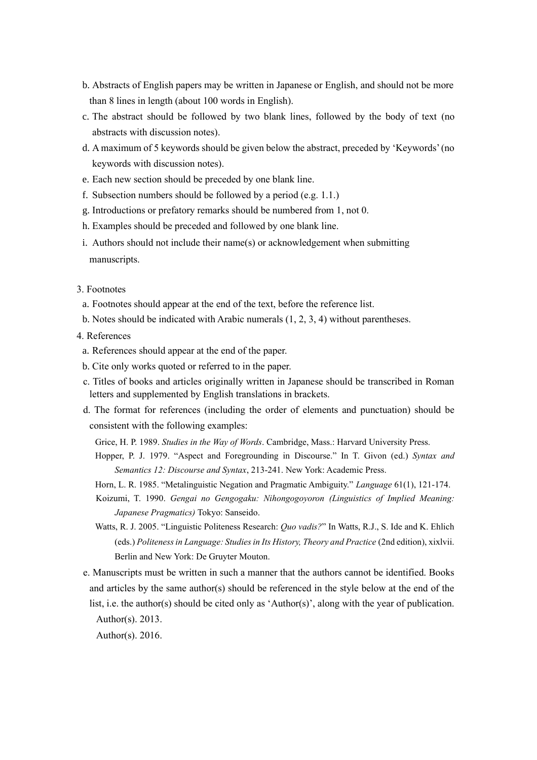b. Abstracts of English papers may be written in Japanese or English, and should not be more than 8 lines in length (about 100 words in English).

c. The abstract should be followed by two blank lines, followed by the body of text (no abstracts with discussion notes).

d. A maximum of 5 keywords should be given below the abstract, preceded by 'Keywords' (no keywords with discussion notes).

e. Each new section should be preceded by one blank line.

f. Subsection numbers should be followed by a period (e.g. 1.1.)

g. Introductions or prefatory remarks should be numbered from 1, not 0.

h. Examples should be preceded and followed by one blank line.

i. Authors should not include their name(s) or acknowledgement when submitting manuscripts.

3. Footnotes

a. Footnotes should appear at the end of the text, before the reference list.

b. Notes should be indicated with Arabic numerals (1, 2, 3, 4) without parentheses.

4. References

a. References should appear at the end of the paper.

b. Cite only works quoted or referred to in the paper.

c. Titles of books and articles originally written in Japanese should be transcribed in Roman letters and supplemented by English translations in brackets.

d. The format for references (including the order of elements and punctuation) should be consistent with the following examples:

Grice, H. P. 1989. *Studies in the Way of Words*. Cambridge, Mass.: Harvard University Press.

Hopper, P. J. 1979. "Aspect and Foregrounding in Discourse." In T. Givon (ed.) *Syntax and Semantics 12: Discourse and Syntax*, 213-241. New York: Academic Press.

Horn, L. R. 1985. "Metalinguistic Negation and Pragmatic Ambiguity." *Language* 61(1), 121-174.

Koizumi, T. 1990. *Gengai no Gengogaku: Nihongogoyoron (Linguistics of Implied Meaning: Japanese Pragmatics)* Tokyo: Sanseido.

Watts, R. J. 2005. "Linguistic Politeness Research: *Quo vadis?*" In Watts, R.J., S. Ide and K. Ehlich (eds.) *Politeness in Language: Studies in Its History, Theory and Practice* (2nd edition), xixlvii. Berlin and New York: De Gruyter Mouton.

e. Manuscripts must be written in such a manner that the authors cannot be identified. Books and articles by the same author(s) should be referenced in the style below at the end of the list, i.e. the author(s) should be cited only as 'Author(s)', along with the year of publication.

Author(s). 2013.

Author(s). 2016.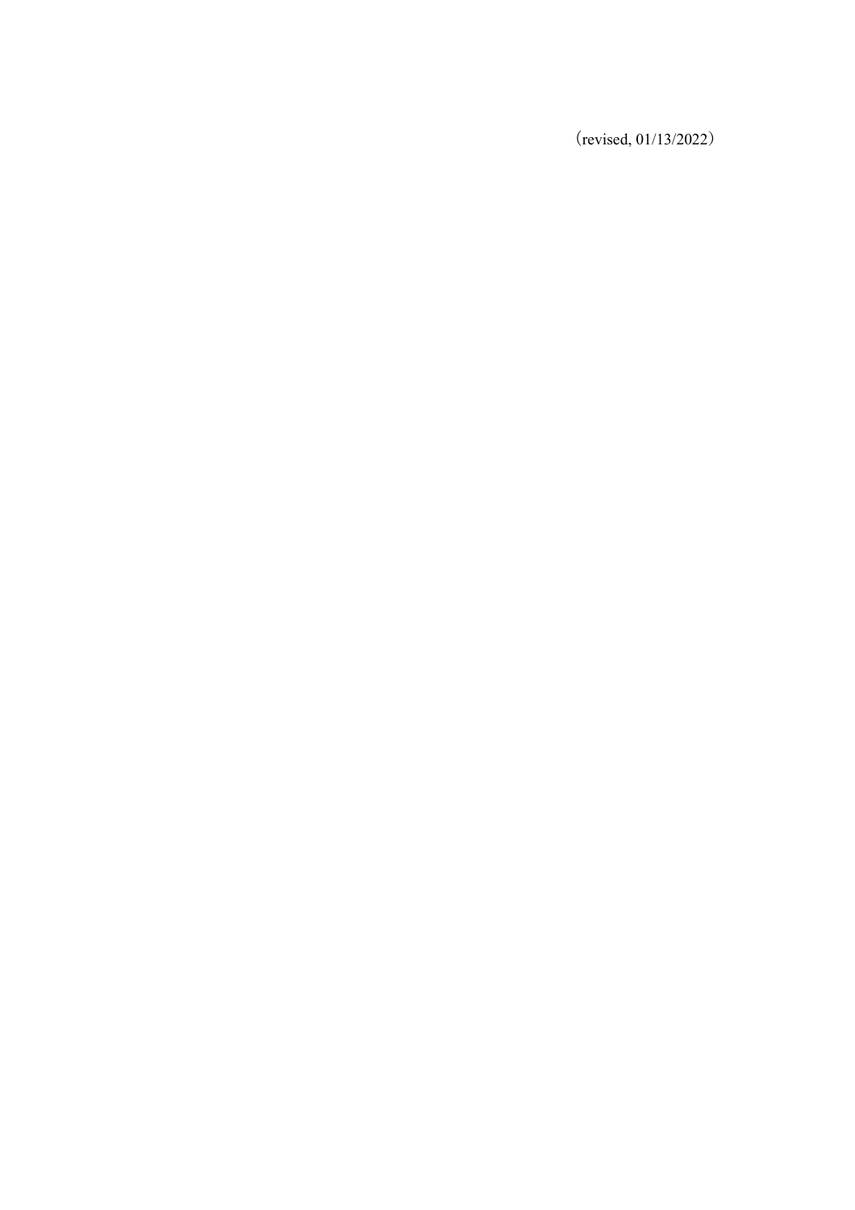（revised, 01/13/2022）